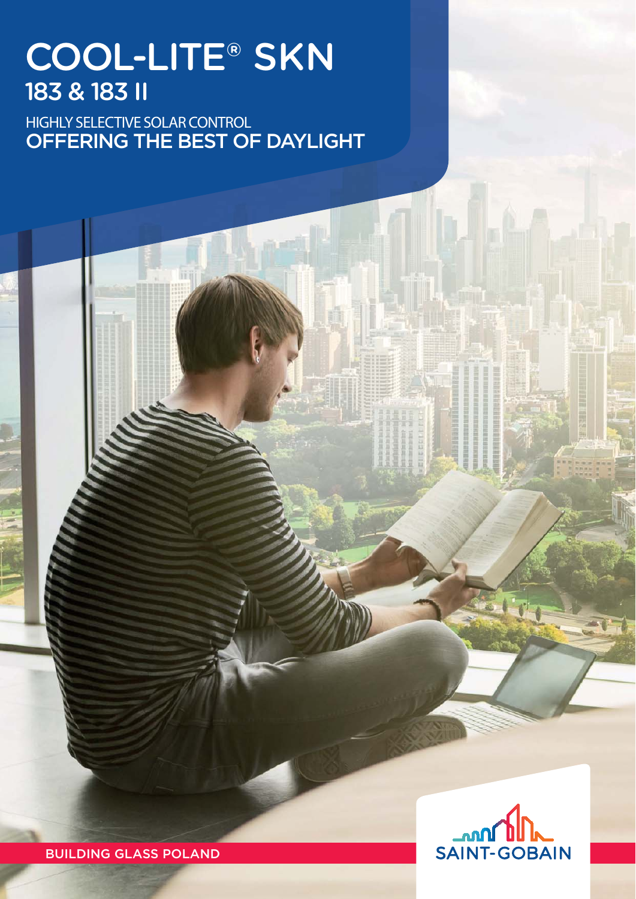# COOL-LITE® SKN

## 183 & 183 II

HIGHLY SELECTIVE SOLAR CONTROL
**OFFERING THE BEST OF DAYLIGHT**

BUILDING GLASS POLAND

SAINT-GOBAIN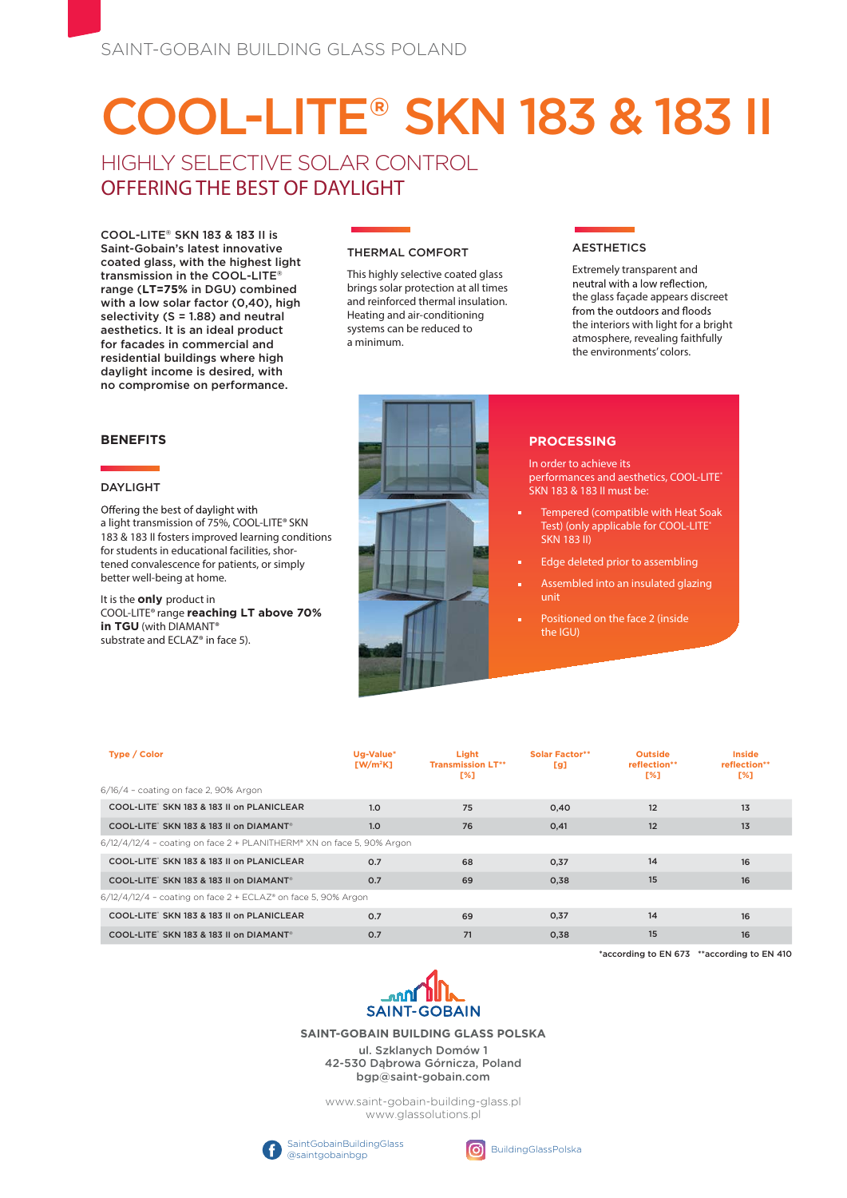SAINT-GOBAIN BUILDING GLASS POLAND

# COOL-LITE® SKN 183 & 183 II

## HIGHLY SELECTIVE SOLAR CONTROL
## OFFERING THE BEST OF DAYLIGHT

**COOL-LITE® SKN 183 & 183 II is Saint-Gobain's latest innovative coated glass, with the highest light transmission in the COOL-LITE® range (LT=75% in DGU) combined with a low solar factor (0,40), high selectivity (S = 1.88) and neutral aesthetics. It is an ideal product for facades in commercial and residential buildings where high daylight income is desired, with no compromise on performance.**

### THERMAL COMFORT

This highly selective coated glass brings solar protection at all times and reinforced thermal insulation. Heating and air-conditioning systems can be reduced to a minimum.

### AESTHETICS

Extremely transparent and neutral with a low reflection, the glass façade appears discreet from the outdoors and floods the interiors with light for a bright atmosphere, revealing faithfully the environments' colors.

### BENEFITS

#### DAYLIGHT

Offering the best of daylight with a light transmission of 75%, COOL-LITE® SKN 183 & 183 II fosters improved learning conditions for students in educational facilities, shortened convalescence for patients, or simply better well-being at home.

It is the **only** product in COOL-LITE® range **reaching LT above 70% in TGU** (with DIAMANT® substrate and ECLAZ® in face 5).

### PROCESSING

In order to achieve its performances and aesthetics, COOL-LITE® SKN 183 & 183 II must be:

- Tempered (compatible with Heat Soak Test) (only applicable for COOL-LITE® SKN 183 II)
- Edge deleted prior to assembling
- Assembled into an insulated glazing unit
- Positioned on the face 2 (inside the IGU)

| Type / Color | Ug-Value* [W/m²K] | Light Transmission LT** [%] | Solar Factor** [g] | Outside reflection** [%] | Inside reflection** [%] |
|---|---|---|---|---|---|
| 6/16/4 – coating on face 2, 90% Argon | | | | | |
| COOL-LITE® SKN 183 & 183 II on PLANICLEAR | 1.0 | 75 | 0,40 | 12 | 13 |
| COOL-LITE® SKN 183 & 183 II on DIAMANT® | 1.0 | 76 | 0,41 | 12 | 13 |
| 6/12/4/12/4 – coating on face 2 + PLANITHERM® XN on face 5, 90% Argon | | | | | |
| COOL-LITE® SKN 183 & 183 II on PLANICLEAR | 0.7 | 68 | 0,37 | 14 | 16 |
| COOL-LITE® SKN 183 & 183 II on DIAMANT® | 0.7 | 69 | 0,38 | 15 | 16 |
| 6/12/4/12/4 – coating on face 2 + ECLAZ® on face 5, 90% Argon | | | | | |
| COOL-LITE® SKN 183 & 183 II on PLANICLEAR | 0.7 | 69 | 0,37 | 14 | 16 |
| COOL-LITE® SKN 183 & 183 II on DIAMANT® | 0.7 | 71 | 0,38 | 15 | 16 |

*according to EN 673 **according to EN 410

SAINT-GOBAIN

**SAINT-GOBAIN BUILDING GLASS POLSKA**

ul. Szklanych Domów 1
42-530 Dąbrowa Górnicza, Poland
bgp@saint-gobain.com

www.saint-gobain-building-glass.pl
www.glassolutions.pl

SaintGobainBuildingGlass
@saintgobainbgp

BuildingGlassPolska